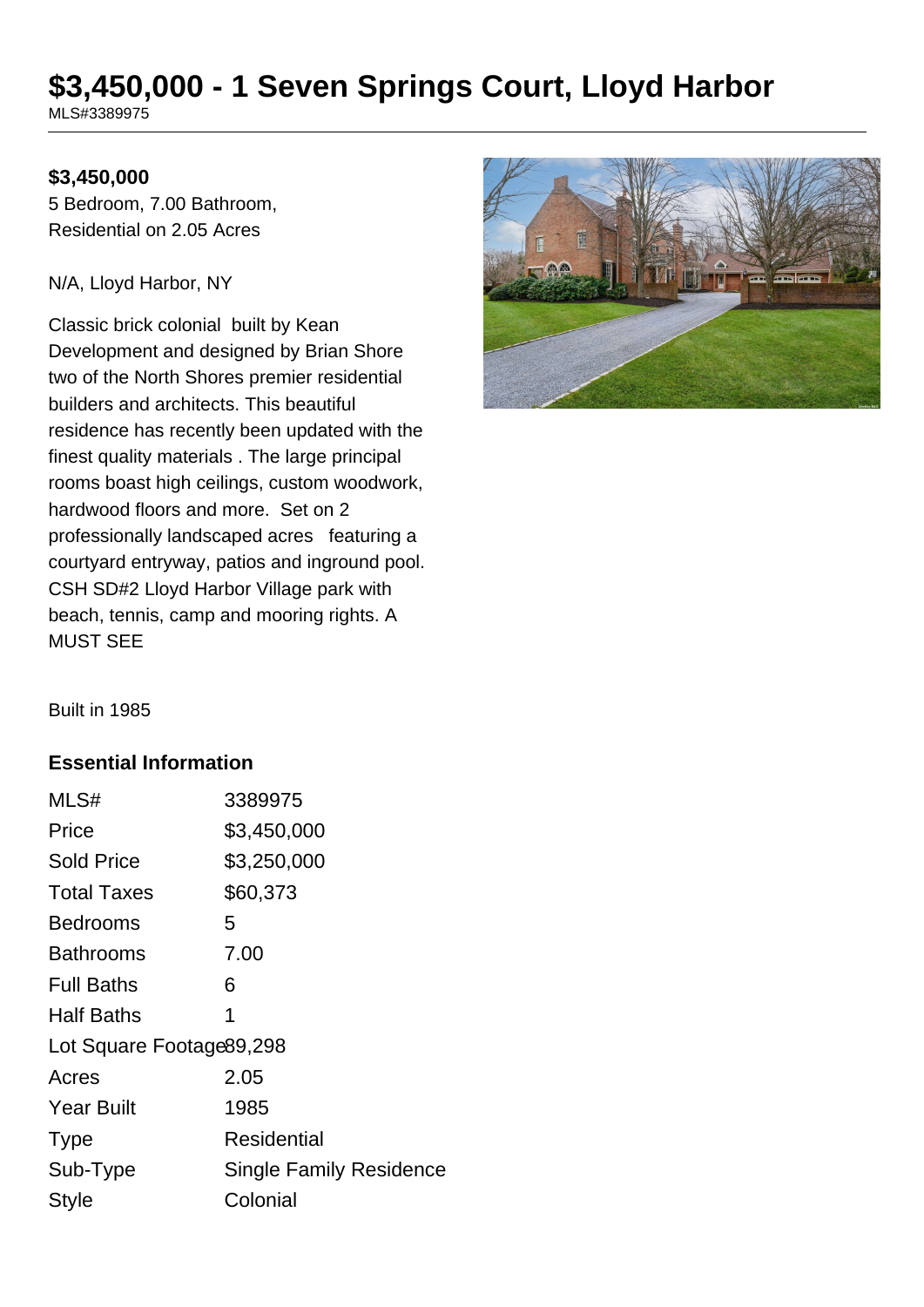# $3,450,000 - 1 Seven Springs Court, Lloyd Harbor

MLS#3389975

**$3,450,000**

5 Bedroom, 7.00 Bathroom, Residential on 2.05 Acres

N/A, Lloyd Harbor, NY

Classic brick colonial built by Kean Development and designed by Brian Shore two of the North Shores premier residential builders and architects. This beautiful residence has recently been updated with the finest quality materials . The large principal rooms boast high ceilings, custom woodwork, hardwood floors and more. Set on 2 professionally landscaped acres featuring a courtyard entryway, patios and inground pool. CSH SD#2 Lloyd Harbor Village park with beach, tennis, camp and mooring rights. A MUST SEE

Built in 1985

## Essential Information

| | |
|---|---|
| MLS# | 3389975 |
| Price | $3,450,000 |
| Sold Price | $3,250,000 |
| Total Taxes | $60,373 |
| Bedrooms | 5 |
| Bathrooms | 7.00 |
| Full Baths | 6 |
| Half Baths | 1 |
| Lot Square Footage | 89,298 |
| Acres | 2.05 |
| Year Built | 1985 |
| Type | Residential |
| Sub-Type | Single Family Residence |
| Style | Colonial |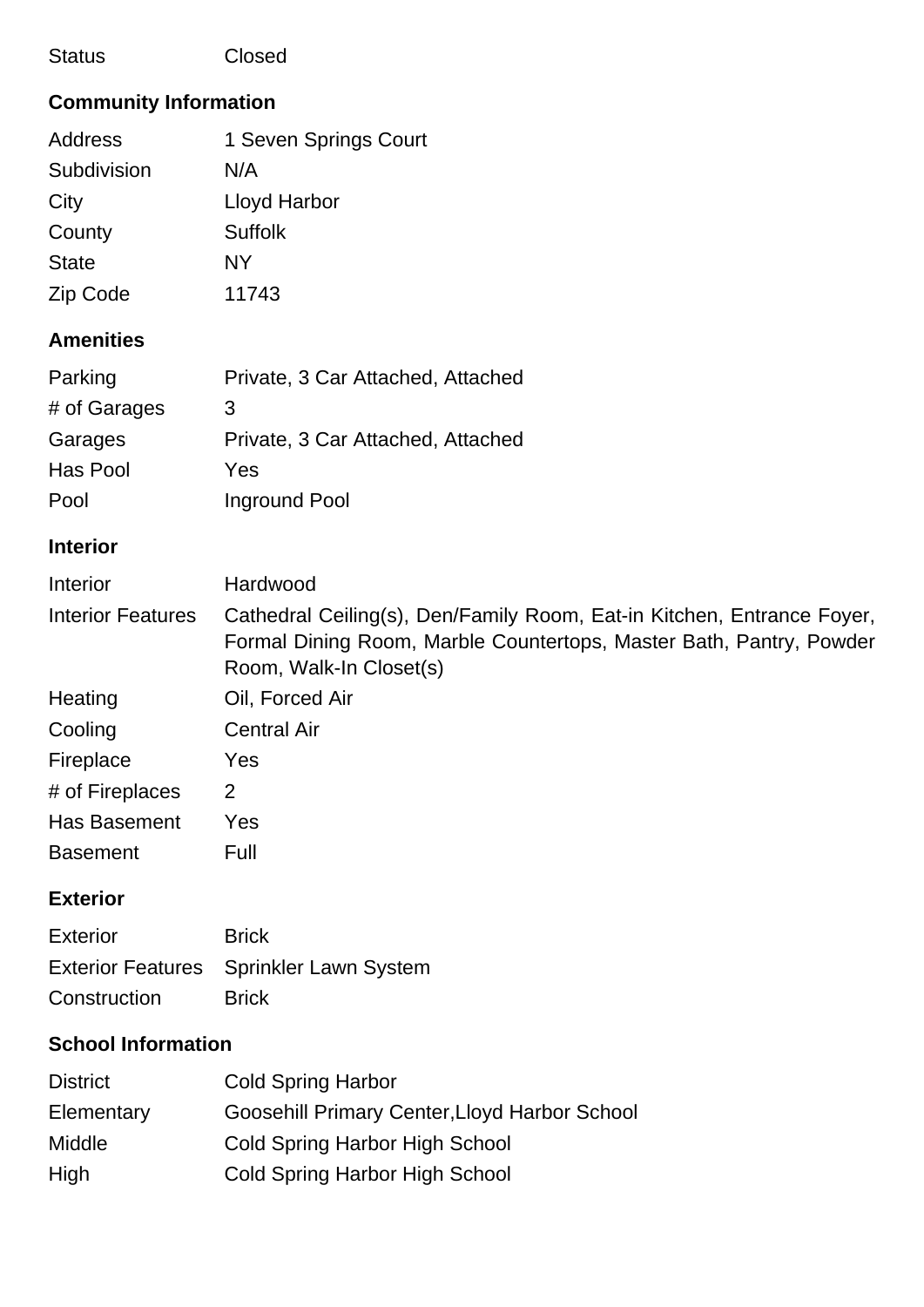| Status | Closed |
|---|---|

## Community Information

| | |
|---|---|
| Address | 1 Seven Springs Court |
| Subdivision | N/A |
| City | Lloyd Harbor |
| County | Suffolk |
| State | NY |
| Zip Code | 11743 |

## Amenities

| | |
|---|---|
| Parking | Private, 3 Car Attached, Attached |
| # of Garages | 3 |
| Garages | Private, 3 Car Attached, Attached |
| Has Pool | Yes |
| Pool | Inground Pool |

## Interior

| | |
|---|---|
| Interior | Hardwood |
| Interior Features | Cathedral Ceiling(s), Den/Family Room, Eat-in Kitchen, Entrance Foyer, Formal Dining Room, Marble Countertops, Master Bath, Pantry, Powder Room, Walk-In Closet(s) |
| Heating | Oil, Forced Air |
| Cooling | Central Air |
| Fireplace | Yes |
| # of Fireplaces | 2 |
| Has Basement | Yes |
| Basement | Full |

## Exterior

| | |
|---|---|
| Exterior | Brick |
| Exterior Features | Sprinkler Lawn System |
| Construction | Brick |

## School Information

| | |
|---|---|
| District | Cold Spring Harbor |
| Elementary | Goosehill Primary Center,Lloyd Harbor School |
| Middle | Cold Spring Harbor High School |
| High | Cold Spring Harbor High School |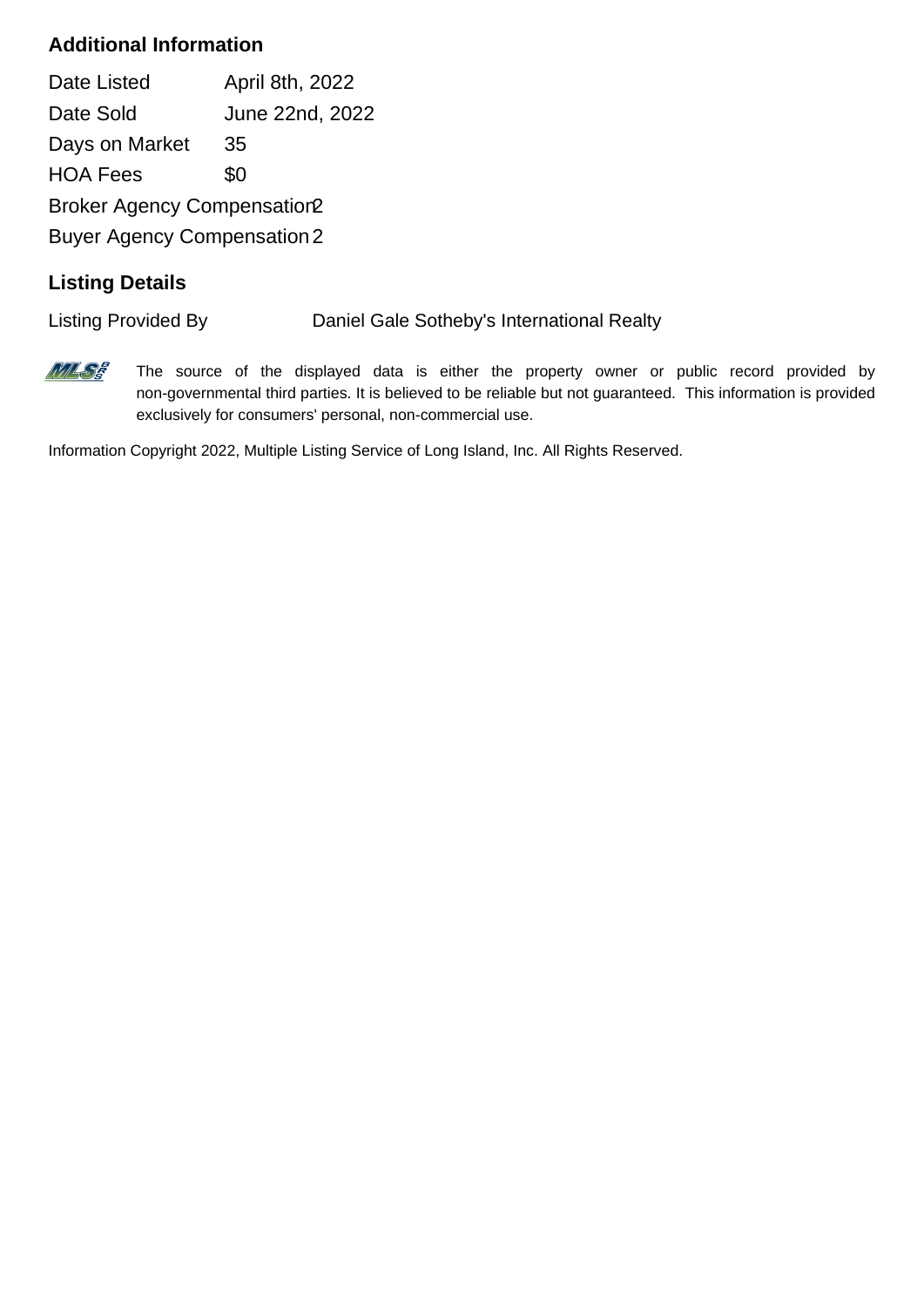## Additional Information

| | |
|---|---|
| Date Listed | April 8th, 2022 |
| Date Sold | June 22nd, 2022 |
| Days on Market | 35 |
| HOA Fees | $0 |
| Broker Agency Compensation | 2 |
| Buyer Agency Compensation | 2 |

## Listing Details

Listing Provided By Daniel Gale Sotheby's International Realty

The source of the displayed data is either the property owner or public record provided by non-governmental third parties. It is believed to be reliable but not guaranteed. This information is provided exclusively for consumers' personal, non-commercial use.

Information Copyright 2022, Multiple Listing Service of Long Island, Inc. All Rights Reserved.